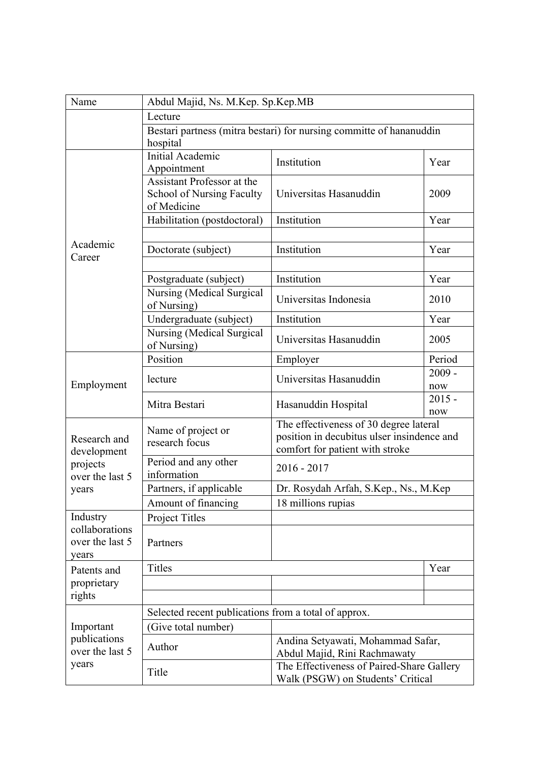| Name | Abdul Majid, Ns. M.Kep. Sp.Kep.MB | | |
|---|---|---|---|
| | Lecture | | |
| | Bestari partness (mitra bestari) for nursing committe of hananuddin hospital | | |
| Academic Career | Initial Academic Appointment | Institution | Year |
| | Assistant Professor at the School of Nursing Faculty of Medicine | Universitas Hasanuddin | 2009 |
| | Habilitation (postdoctoral) | Institution | Year |
| | | | |
| | Doctorate (subject) | Institution | Year |
| | | | |
| | Postgraduate (subject) | Institution | Year |
| | Nursing (Medical Surgical of Nursing) | Universitas Indonesia | 2010 |
| | Undergraduate (subject) | Institution | Year |
| | Nursing (Medical Surgical of Nursing) | Universitas Hasanuddin | 2005 |
| Employment | Position | Employer | Period |
| | lecture | Universitas Hasanuddin | 2009 - now |
| | Mitra Bestari | Hasanuddin Hospital | 2015 - now |
| Research and development projects over the last 5 years | Name of project or research focus | The effectiveness of 30 degree lateral position in decubitus ulser insindence and comfort for patient with stroke | |
| | Period and any other information | 2016 - 2017 | |
| | Partners, if applicable | Dr. Rosydah Arfah, S.Kep., Ns., M.Kep | |
| | Amount of financing | 18 millions rupias | |
| Industry collaborations over the last 5 years | Project Titles | | |
| | Partners | | |
| Patents and proprietary rights | Titles | | Year |
| | | | |
| | | | |
| Important publications over the last 5 years | Selected recent publications from a total of approx. | | |
| | (Give total number) | | |
| | Author | Andina Setyawati, Mohammad Safar, Abdul Majid, Rini Rachmawaty | |
| | Title | The Effectiveness of Paired-Share Gallery Walk (PSGW) on Students' Critical | |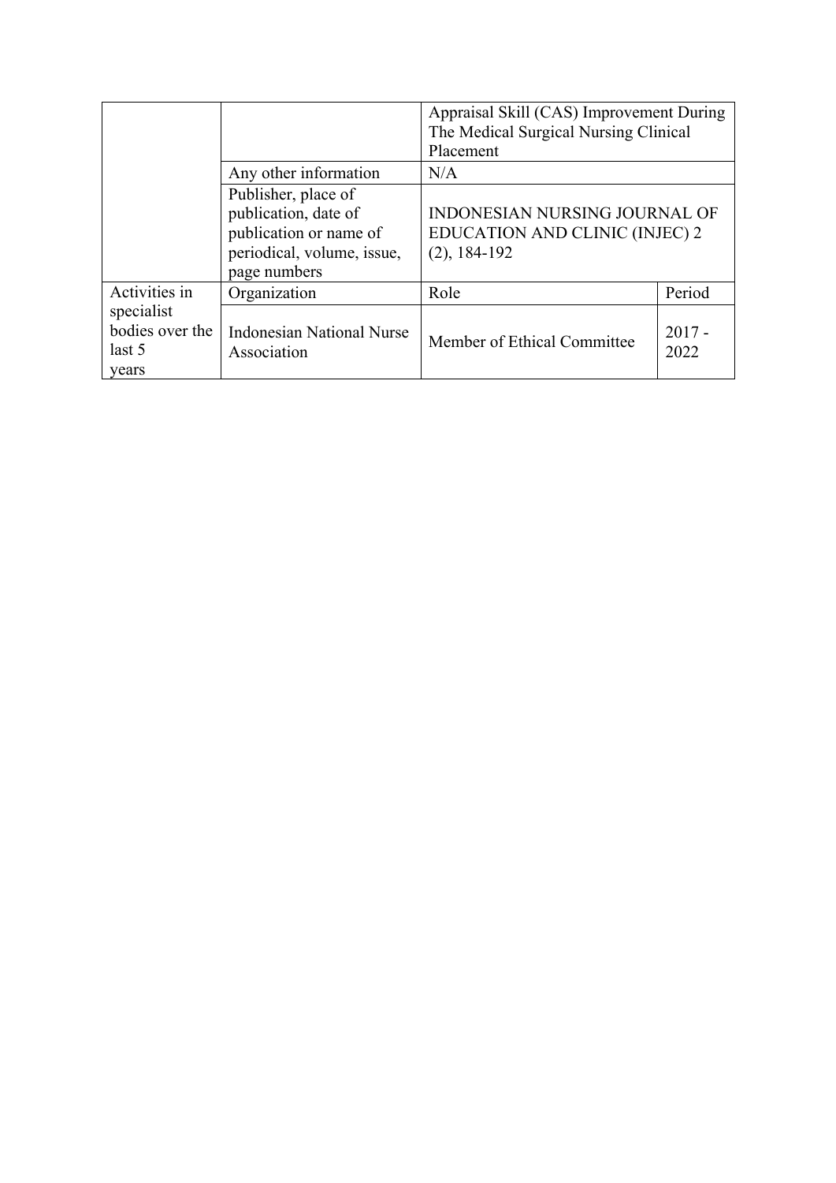| | | | |
|---|---|---|---|
| | | Appraisal Skill (CAS) Improvement During The Medical Surgical Nursing Clinical Placement | |
| | Any other information | N/A | |
| | Publisher, place of publication, date of publication or name of periodical, volume, issue, page numbers | INDONESIAN NURSING JOURNAL OF EDUCATION AND CLINIC (INJEC) 2 (2), 184-192 | |
| Activities in specialist bodies over the last 5 years | Organization | Role | Period |
| | Indonesian National Nurse Association | Member of Ethical Committee | 2017 - 2022 |